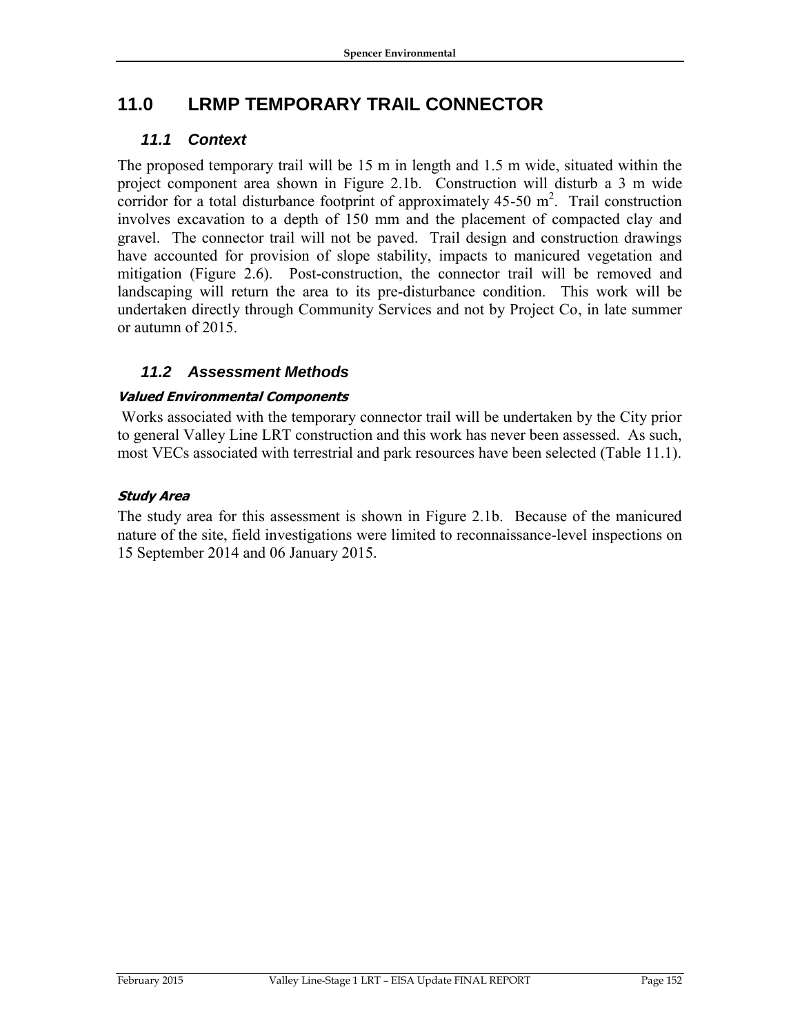# 11.0 LRMP TEMPORARY TRAIL CONNECTOR

## *11.1 Context*

The proposed temporary trail will be 15 m in length and 1.5 m wide, situated within the project component area shown in Figure 2.1b. Construction will disturb a 3 m wide corridor for a total disturbance footprint of approximately 45-50 $m^2$. Trail construction involves excavation to a depth of 150 mm and the placement of compacted clay and gravel. The connector trail will not be paved. Trail design and construction drawings have accounted for provision of slope stability, impacts to manicured vegetation and mitigation (Figure 2.6). Post-construction, the connector trail will be removed and landscaping will return the area to its pre-disturbance condition. This work will be undertaken directly through Community Services and not by Project Co, in late summer or autumn of 2015.

## *11.2 Assessment Methods*

#### *Valued Environmental Components*

Works associated with the temporary connector trail will be undertaken by the City prior to general Valley Line LRT construction and this work has never been assessed. As such, most VECs associated with terrestrial and park resources have been selected (Table 11.1).

#### *Study Area*

The study area for this assessment is shown in Figure 2.1b. Because of the manicured nature of the site, field investigations were limited to reconnaissance-level inspections on 15 September 2014 and 06 January 2015.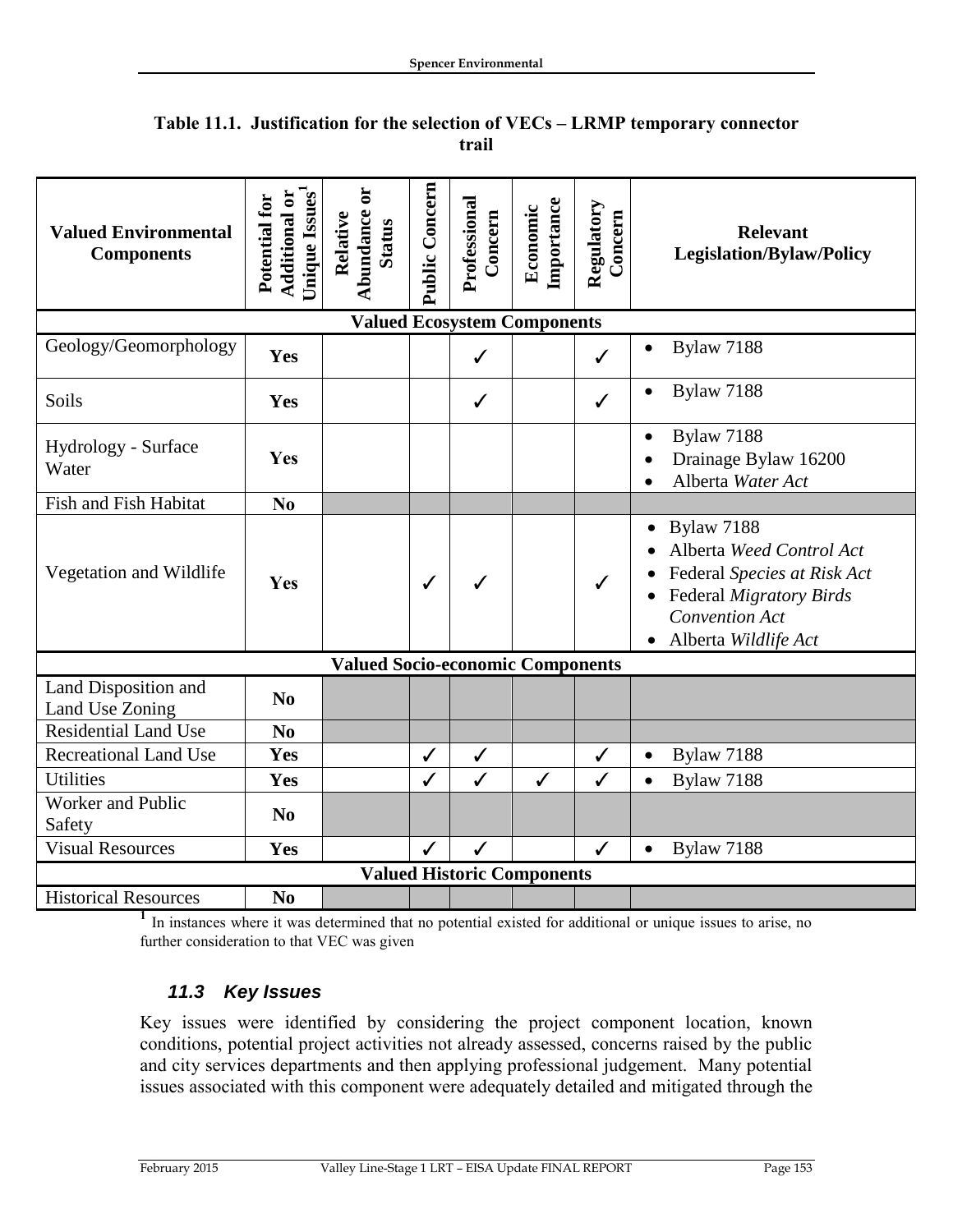**Table 11.1. Justification for the selection of VECs – LRMP temporary connector trail**

| Valued Environmental Components | Potential for Additional or Unique Issues[1] | Relative Abundance or Status | Public Concern | Professional Concern | Economic Importance | Regulatory Concern | Relevant Legislation/Bylaw/Policy |
|---|---|---|---|---|---|---|---|
| **Valued Ecosystem Components** | | | | | | | |
| Geology/Geomorphology | **Yes** | | | ✓ | | ✓ | • Bylaw 7188 |
| Soils | **Yes** | | | ✓ | | ✓ | • Bylaw 7188 |
| Hydrology - Surface Water | **Yes** | | | | | | • Bylaw 7188 • Drainage Bylaw 16200 • Alberta *Water Act* |
| Fish and Fish Habitat | **No** | | | | | | |
| Vegetation and Wildlife | **Yes** | | ✓ | ✓ | | ✓ | • Bylaw 7188 • Alberta *Weed Control Act* • Federal *Species at Risk Act* • Federal *Migratory Birds Convention Act* • Alberta *Wildlife Act* |
| **Valued Socio-economic Components** | | | | | | | |
| Land Disposition and Land Use Zoning | **No** | | | | | | |
| Residential Land Use | **No** | | | | | | |
| Recreational Land Use | **Yes** | | ✓ | ✓ | | ✓ | • Bylaw 7188 |
| Utilities | **Yes** | | ✓ | ✓ | ✓ | ✓ | • Bylaw 7188 |
| Worker and Public Safety | **No** | | | | | | |
| Visual Resources | **Yes** | | ✓ | ✓ | | ✓ | • Bylaw 7188 |
| **Valued Historic Components** | | | | | | | |
| Historical Resources | **No** | | | | | | |

[1] In instances where it was determined that no potential existed for additional or unique issues to arise, no further consideration to that VEC was given

### 11.3 Key Issues

Key issues were identified by considering the project component location, known conditions, potential project activities not already assessed, concerns raised by the public and city services departments and then applying professional judgement. Many potential issues associated with this component were adequately detailed and mitigated through the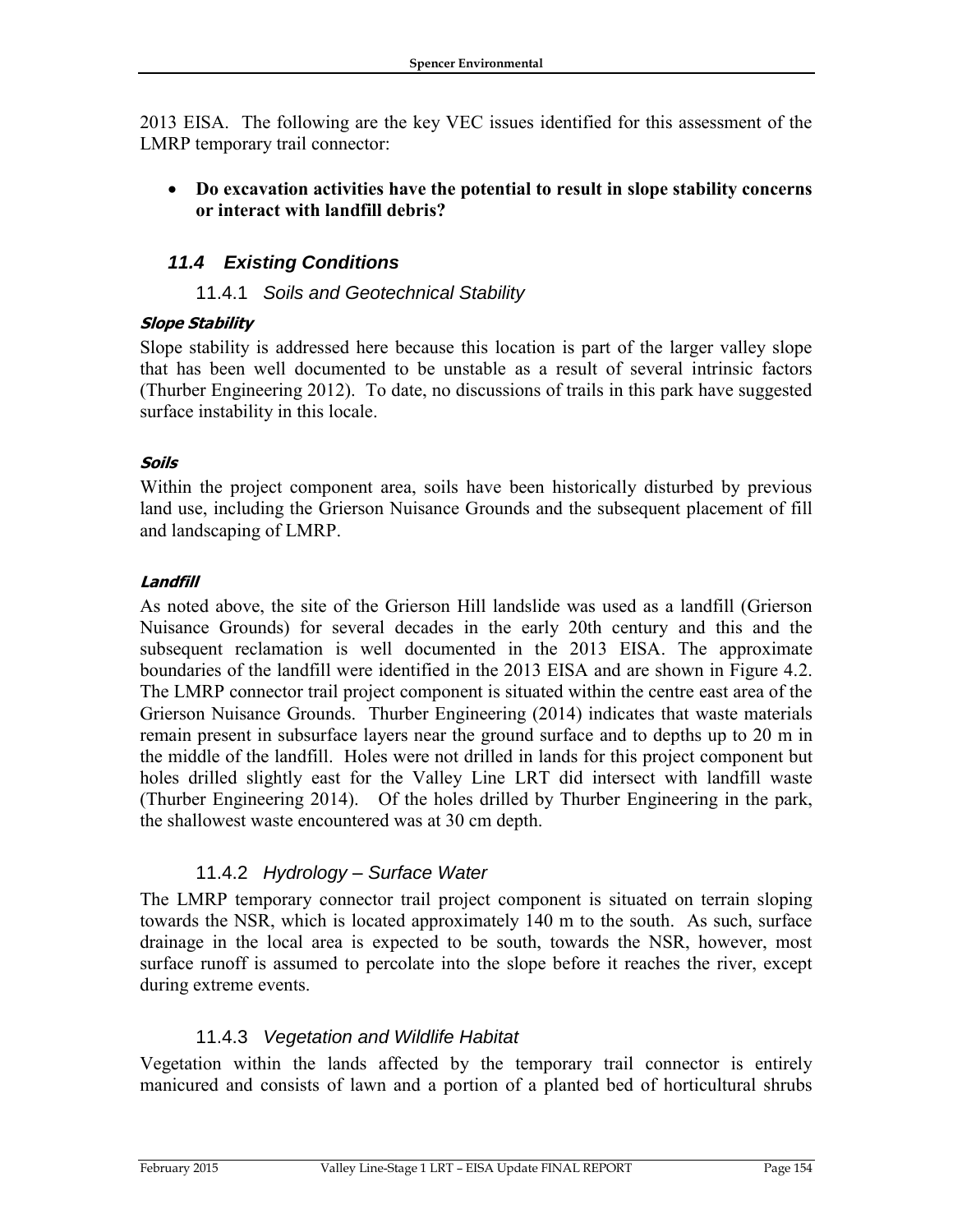2013 EISA. The following are the key VEC issues identified for this assessment of the LMRP temporary trail connector:

- **Do excavation activities have the potential to result in slope stability concerns or interact with landfill debris?**

## 11.4 Existing Conditions

### 11.4.1 Soils and Geotechnical Stability

#### Slope Stability

Slope stability is addressed here because this location is part of the larger valley slope that has been well documented to be unstable as a result of several intrinsic factors (Thurber Engineering 2012). To date, no discussions of trails in this park have suggested surface instability in this locale.

#### Soils

Within the project component area, soils have been historically disturbed by previous land use, including the Grierson Nuisance Grounds and the subsequent placement of fill and landscaping of LMRP.

#### Landfill

As noted above, the site of the Grierson Hill landslide was used as a landfill (Grierson Nuisance Grounds) for several decades in the early 20th century and this and the subsequent reclamation is well documented in the 2013 EISA. The approximate boundaries of the landfill were identified in the 2013 EISA and are shown in Figure 4.2. The LMRP connector trail project component is situated within the centre east area of the Grierson Nuisance Grounds. Thurber Engineering (2014) indicates that waste materials remain present in subsurface layers near the ground surface and to depths up to 20 m in the middle of the landfill. Holes were not drilled in lands for this project component but holes drilled slightly east for the Valley Line LRT did intersect with landfill waste (Thurber Engineering 2014). Of the holes drilled by Thurber Engineering in the park, the shallowest waste encountered was at 30 cm depth.

### 11.4.2 Hydrology – Surface Water

The LMRP temporary connector trail project component is situated on terrain sloping towards the NSR, which is located approximately 140 m to the south. As such, surface drainage in the local area is expected to be south, towards the NSR, however, most surface runoff is assumed to percolate into the slope before it reaches the river, except during extreme events.

### 11.4.3 Vegetation and Wildlife Habitat

Vegetation within the lands affected by the temporary trail connector is entirely manicured and consists of lawn and a portion of a planted bed of horticultural shrubs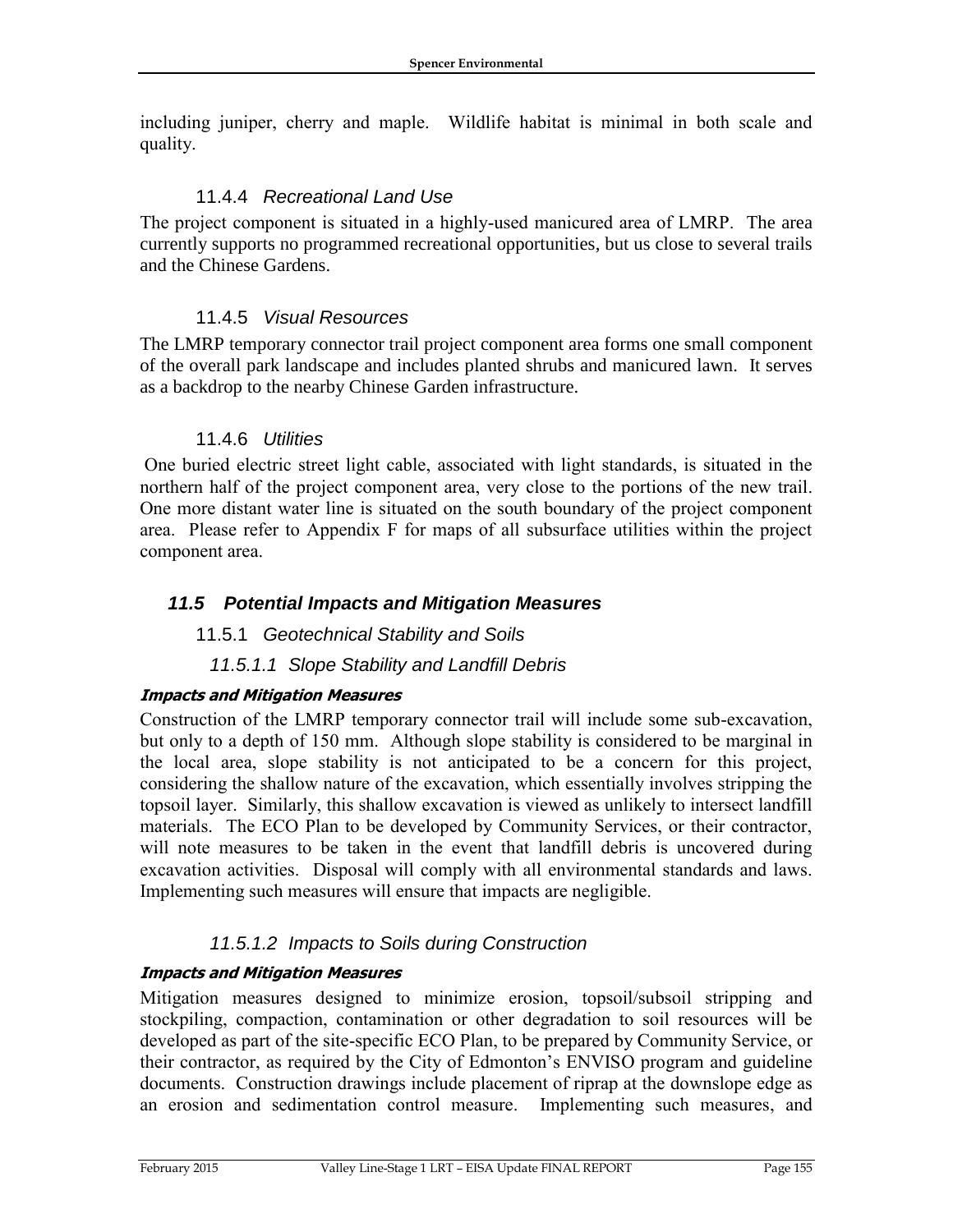including juniper, cherry and maple. Wildlife habitat is minimal in both scale and quality.

#### 11.4.4 *Recreational Land Use*

The project component is situated in a highly-used manicured area of LMRP. The area currently supports no programmed recreational opportunities, but us close to several trails and the Chinese Gardens.

#### 11.4.5 *Visual Resources*

The LMRP temporary connector trail project component area forms one small component of the overall park landscape and includes planted shrubs and manicured lawn. It serves as a backdrop to the nearby Chinese Garden infrastructure.

#### 11.4.6 *Utilities*

One buried electric street light cable, associated with light standards, is situated in the northern half of the project component area, very close to the portions of the new trail. One more distant water line is situated on the south boundary of the project component area. Please refer to Appendix F for maps of all subsurface utilities within the project component area.

### *11.5 Potential Impacts and Mitigation Measures*

#### 11.5.1 *Geotechnical Stability and Soils*

##### *11.5.1.1 Slope Stability and Landfill Debris*

***Impacts and Mitigation Measures***

Construction of the LMRP temporary connector trail will include some sub-excavation, but only to a depth of 150 mm. Although slope stability is considered to be marginal in the local area, slope stability is not anticipated to be a concern for this project, considering the shallow nature of the excavation, which essentially involves stripping the topsoil layer. Similarly, this shallow excavation is viewed as unlikely to intersect landfill materials. The ECO Plan to be developed by Community Services, or their contractor, will note measures to be taken in the event that landfill debris is uncovered during excavation activities. Disposal will comply with all environmental standards and laws. Implementing such measures will ensure that impacts are negligible.

##### *11.5.1.2 Impacts to Soils during Construction*

***Impacts and Mitigation Measures***

Mitigation measures designed to minimize erosion, topsoil/subsoil stripping and stockpiling, compaction, contamination or other degradation to soil resources will be developed as part of the site-specific ECO Plan, to be prepared by Community Service, or their contractor, as required by the City of Edmonton's ENVISO program and guideline documents. Construction drawings include placement of riprap at the downslope edge as an erosion and sedimentation control measure. Implementing such measures, and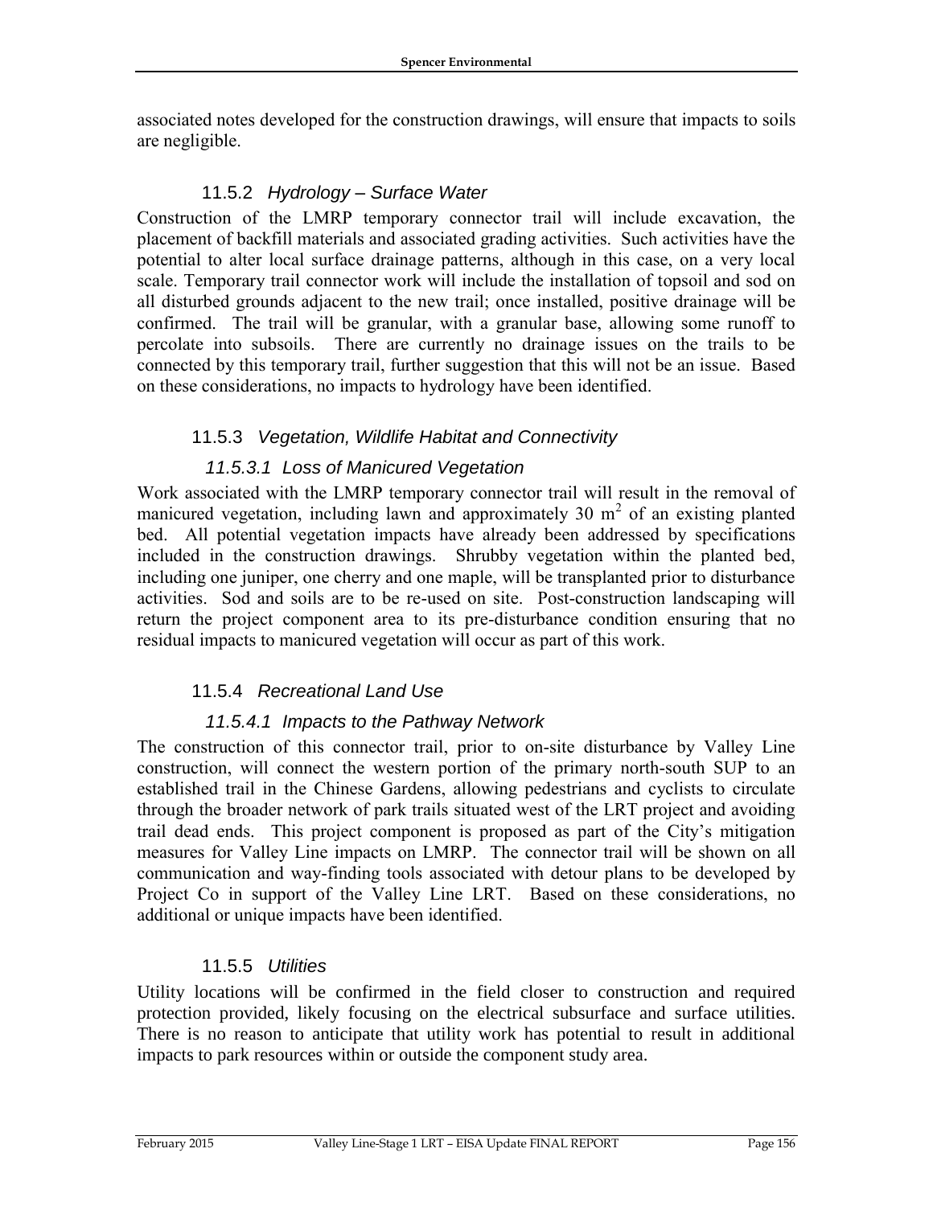associated notes developed for the construction drawings, will ensure that impacts to soils are negligible.

### 11.5.2 *Hydrology – Surface Water*

Construction of the LMRP temporary connector trail will include excavation, the placement of backfill materials and associated grading activities. Such activities have the potential to alter local surface drainage patterns, although in this case, on a very local scale. Temporary trail connector work will include the installation of topsoil and sod on all disturbed grounds adjacent to the new trail; once installed, positive drainage will be confirmed. The trail will be granular, with a granular base, allowing some runoff to percolate into subsoils. There are currently no drainage issues on the trails to be connected by this temporary trail, further suggestion that this will not be an issue. Based on these considerations, no impacts to hydrology have been identified.

### 11.5.3 *Vegetation, Wildlife Habitat and Connectivity*

#### *11.5.3.1 Loss of Manicured Vegetation*

Work associated with the LMRP temporary connector trail will result in the removal of manicured vegetation, including lawn and approximately 30 $m^2$ of an existing planted bed. All potential vegetation impacts have already been addressed by specifications included in the construction drawings. Shrubby vegetation within the planted bed, including one juniper, one cherry and one maple, will be transplanted prior to disturbance activities. Sod and soils are to be re-used on site. Post-construction landscaping will return the project component area to its pre-disturbance condition ensuring that no residual impacts to manicured vegetation will occur as part of this work.

### 11.5.4 *Recreational Land Use*

#### *11.5.4.1 Impacts to the Pathway Network*

The construction of this connector trail, prior to on-site disturbance by Valley Line construction, will connect the western portion of the primary north-south SUP to an established trail in the Chinese Gardens, allowing pedestrians and cyclists to circulate through the broader network of park trails situated west of the LRT project and avoiding trail dead ends. This project component is proposed as part of the City's mitigation measures for Valley Line impacts on LMRP. The connector trail will be shown on all communication and way-finding tools associated with detour plans to be developed by Project Co in support of the Valley Line LRT. Based on these considerations, no additional or unique impacts have been identified.

### 11.5.5 *Utilities*

Utility locations will be confirmed in the field closer to construction and required protection provided, likely focusing on the electrical subsurface and surface utilities. There is no reason to anticipate that utility work has potential to result in additional impacts to park resources within or outside the component study area.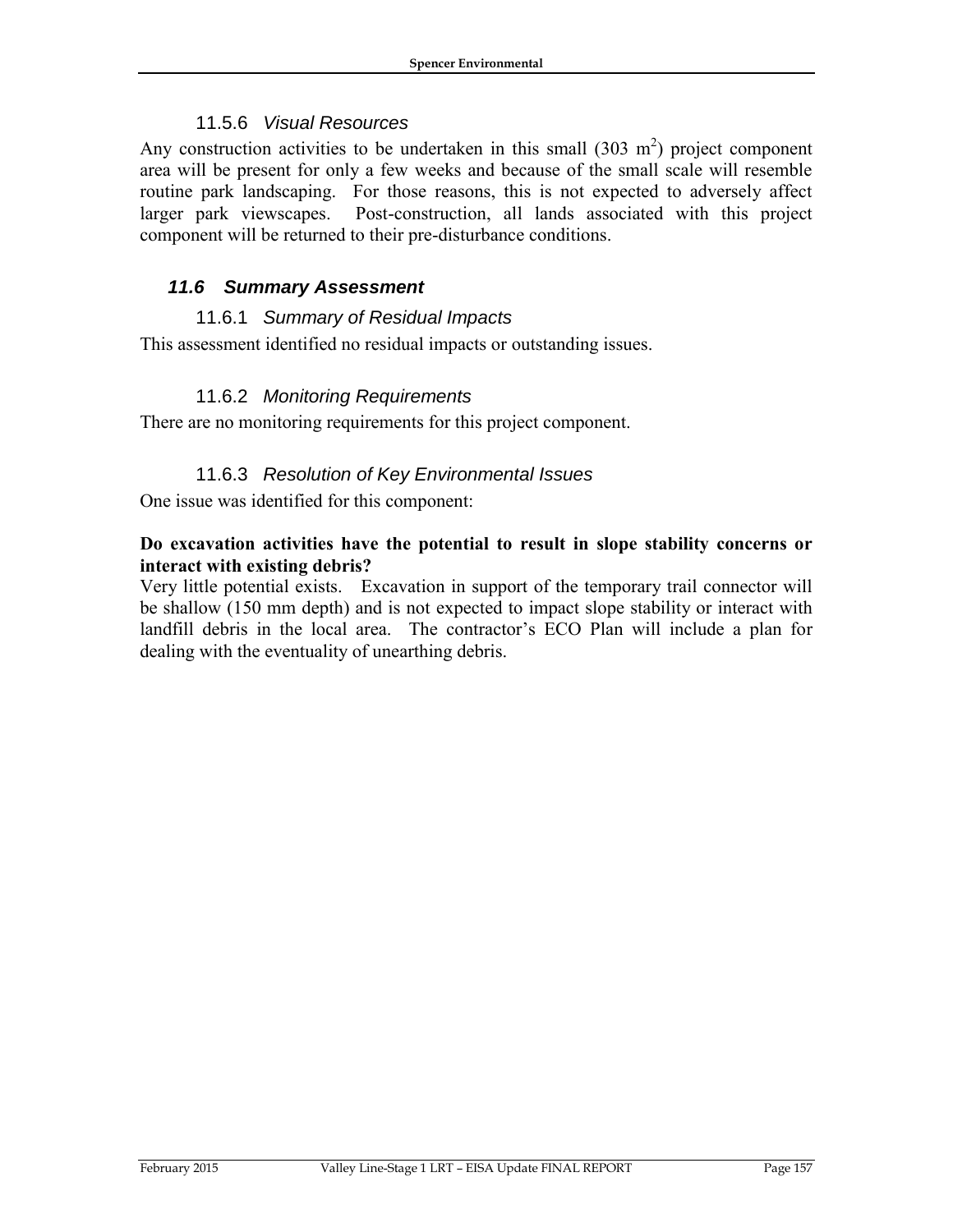#### 11.5.6 *Visual Resources*

Any construction activities to be undertaken in this small (303 $m^2$) project component area will be present for only a few weeks and because of the small scale will resemble routine park landscaping. For those reasons, this is not expected to adversely affect larger park viewscapes. Post-construction, all lands associated with this project component will be returned to their pre-disturbance conditions.

### *11.6 Summary Assessment*

#### 11.6.1 *Summary of Residual Impacts*

This assessment identified no residual impacts or outstanding issues.

#### 11.6.2 *Monitoring Requirements*

There are no monitoring requirements for this project component.

#### 11.6.3 *Resolution of Key Environmental Issues*

One issue was identified for this component:

**Do excavation activities have the potential to result in slope stability concerns or interact with existing debris?**

Very little potential exists. Excavation in support of the temporary trail connector will be shallow (150 mm depth) and is not expected to impact slope stability or interact with landfill debris in the local area. The contractor's ECO Plan will include a plan for dealing with the eventuality of unearthing debris.